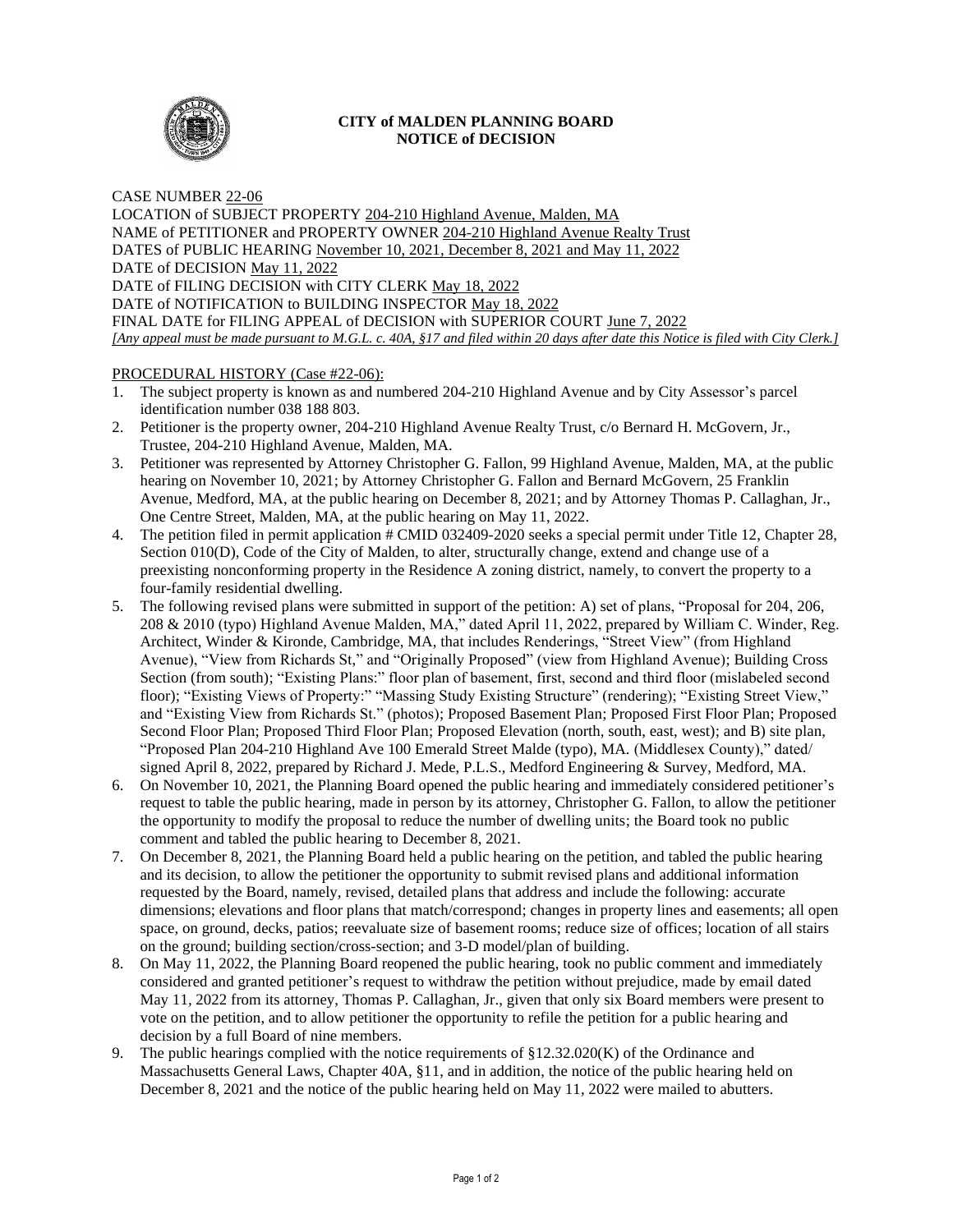**CITY of MALDEN PLANNING BOARD**
**NOTICE of DECISION**

CASE NUMBER 22-06
LOCATION of SUBJECT PROPERTY 204-210 Highland Avenue, Malden, MA
NAME of PETITIONER and PROPERTY OWNER 204-210 Highland Avenue Realty Trust
DATES of PUBLIC HEARING November 10, 2021, December 8, 2021 and May 11, 2022
DATE of DECISION May 11, 2022
DATE of FILING DECISION with CITY CLERK May 18, 2022
DATE of NOTIFICATION to BUILDING INSPECTOR May 18, 2022
FINAL DATE for FILING APPEAL of DECISION with SUPERIOR COURT June 7, 2022
*[Any appeal must be made pursuant to M.G.L. c. 40A, §17 and filed within 20 days after date this Notice is filed with City Clerk.]*

PROCEDURAL HISTORY (Case #22-06):

1. The subject property is known as and numbered 204-210 Highland Avenue and by City Assessor's parcel identification number 038 188 803.
2. Petitioner is the property owner, 204-210 Highland Avenue Realty Trust, c/o Bernard H. McGovern, Jr., Trustee, 204-210 Highland Avenue, Malden, MA.
3. Petitioner was represented by Attorney Christopher G. Fallon, 99 Highland Avenue, Malden, MA, at the public hearing on November 10, 2021; by Attorney Christopher G. Fallon and Bernard McGovern, 25 Franklin Avenue, Medford, MA, at the public hearing on December 8, 2021; and by Attorney Thomas P. Callaghan, Jr., One Centre Street, Malden, MA, at the public hearing on May 11, 2022.
4. The petition filed in permit application # CMID 032409-2020 seeks a special permit under Title 12, Chapter 28, Section 010(D), Code of the City of Malden, to alter, structurally change, extend and change use of a preexisting nonconforming property in the Residence A zoning district, namely, to convert the property to a four-family residential dwelling.
5. The following revised plans were submitted in support of the petition: A) set of plans, "Proposal for 204, 206, 208 & 2010 (typo) Highland Avenue Malden, MA," dated April 11, 2022, prepared by William C. Winder, Reg. Architect, Winder & Kironde, Cambridge, MA, that includes Renderings, "Street View" (from Highland Avenue), "View from Richards St," and "Originally Proposed" (view from Highland Avenue); Building Cross Section (from south); "Existing Plans:" floor plan of basement, first, second and third floor (mislabeled second floor); "Existing Views of Property:" "Massing Study Existing Structure" (rendering); "Existing Street View," and "Existing View from Richards St." (photos); Proposed Basement Plan; Proposed First Floor Plan; Proposed Second Floor Plan; Proposed Third Floor Plan; Proposed Elevation (north, south, east, west); and B) site plan, "Proposed Plan 204-210 Highland Ave 100 Emerald Street Malde (typo), MA. (Middlesex County)," dated/signed April 8, 2022, prepared by Richard J. Mede, P.L.S., Medford Engineering & Survey, Medford, MA.
6. On November 10, 2021, the Planning Board opened the public hearing and immediately considered petitioner's request to table the public hearing, made in person by its attorney, Christopher G. Fallon, to allow the petitioner the opportunity to modify the proposal to reduce the number of dwelling units; the Board took no public comment and tabled the public hearing to December 8, 2021.
7. On December 8, 2021, the Planning Board held a public hearing on the petition, and tabled the public hearing and its decision, to allow the petitioner the opportunity to submit revised plans and additional information requested by the Board, namely, revised, detailed plans that address and include the following: accurate dimensions; elevations and floor plans that match/correspond; changes in property lines and easements; all open space, on ground, decks, patios; reevaluate size of basement rooms; reduce size of offices; location of all stairs on the ground; building section/cross-section; and 3-D model/plan of building.
8. On May 11, 2022, the Planning Board reopened the public hearing, took no public comment and immediately considered and granted petitioner's request to withdraw the petition without prejudice, made by email dated May 11, 2022 from its attorney, Thomas P. Callaghan, Jr., given that only six Board members were present to vote on the petition, and to allow petitioner the opportunity to refile the petition for a public hearing and decision by a full Board of nine members.
9. The public hearings complied with the notice requirements of §12.32.020(K) of the Ordinance and Massachusetts General Laws, Chapter 40A, §11, and in addition, the notice of the public hearing held on December 8, 2021 and the notice of the public hearing held on May 11, 2022 were mailed to abutters.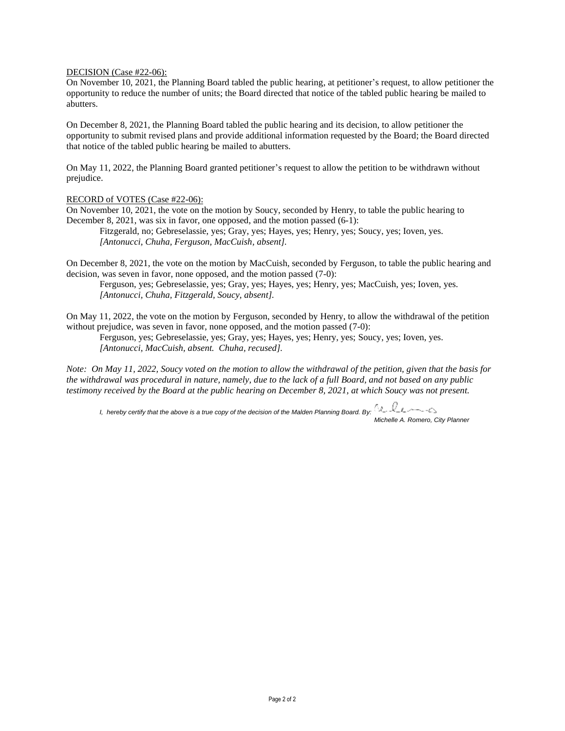DECISION (Case #22-06):

On November 10, 2021, the Planning Board tabled the public hearing, at petitioner's request, to allow petitioner the opportunity to reduce the number of units; the Board directed that notice of the tabled public hearing be mailed to abutters.

On December 8, 2021, the Planning Board tabled the public hearing and its decision, to allow petitioner the opportunity to submit revised plans and provide additional information requested by the Board; the Board directed that notice of the tabled public hearing be mailed to abutters.

On May 11, 2022, the Planning Board granted petitioner's request to allow the petition to be withdrawn without prejudice.

RECORD of VOTES (Case #22-06):

On November 10, 2021, the vote on the motion by Soucy, seconded by Henry, to table the public hearing to December 8, 2021, was six in favor, one opposed, and the motion passed (6-1):

> Fitzgerald, no; Gebreselassie, yes; Gray, yes; Hayes, yes; Henry, yes; Soucy, yes; Ioven, yes.
> *[Antonucci, Chuha, Ferguson, MacCuish, absent].*

On December 8, 2021, the vote on the motion by MacCuish, seconded by Ferguson, to table the public hearing and decision, was seven in favor, none opposed, and the motion passed (7-0):

> Ferguson, yes; Gebreselassie, yes; Gray, yes; Hayes, yes; Henry, yes; MacCuish, yes; Ioven, yes.
> *[Antonucci, Chuha, Fitzgerald, Soucy, absent].*

On May 11, 2022, the vote on the motion by Ferguson, seconded by Henry, to allow the withdrawal of the petition without prejudice, was seven in favor, none opposed, and the motion passed (7-0):

> Ferguson, yes; Gebreselassie, yes; Gray, yes; Hayes, yes; Henry, yes; Soucy, yes; Ioven, yes.
> *[Antonucci, MacCuish, absent. Chuha, recused].*

*Note: On May 11, 2022, Soucy voted on the motion to allow the withdrawal of the petition, given that the basis for the withdrawal was procedural in nature, namely, due to the lack of a full Board, and not based on any public testimony received by the Board at the public hearing on December 8, 2021, at which Soucy was not present.*

*I, hereby certify that the above is a true copy of the decision of the Malden Planning Board. By:*

*Michelle A. Romero, City Planner*